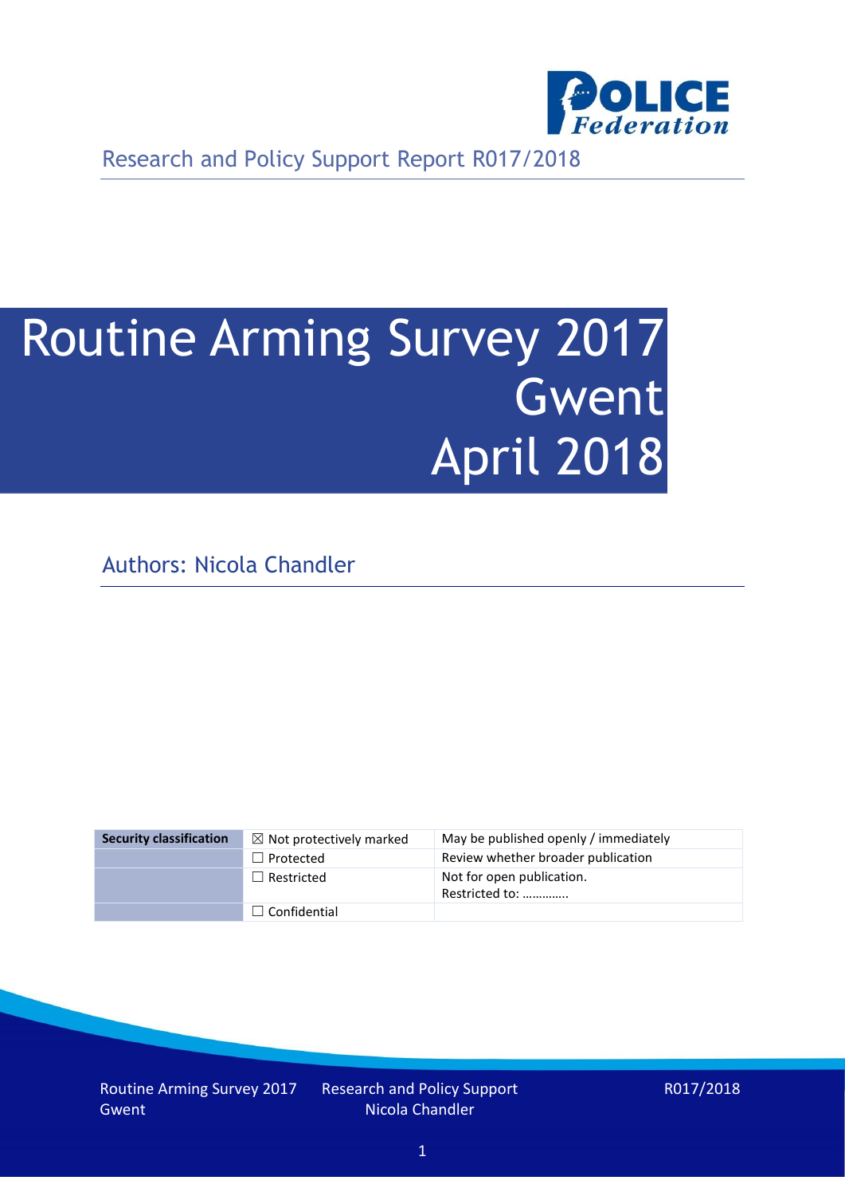Research and Policy Support Report R017/2018

# Routine Arming Survey 2017 Gwent April 2018

Authors: Nicola Chandler

| Security classification | ☒ Not protectively marked | May be published openly / immediately |
| --- | --- | --- |
| | ☐ Protected | Review whether broader publication |
| | ☐ Restricted | Not for open publication. Restricted to: ………….. |
| | ☐ Confidential | |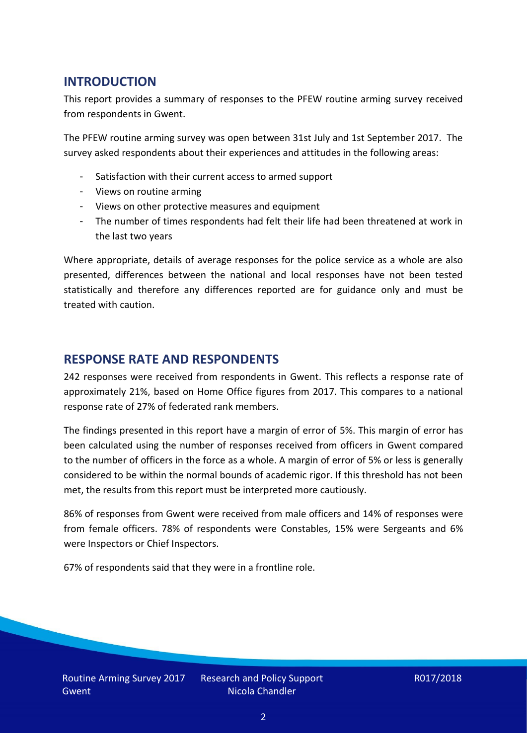## INTRODUCTION

This report provides a summary of responses to the PFEW routine arming survey received from respondents in Gwent.

The PFEW routine arming survey was open between 31st July and 1st September 2017. The survey asked respondents about their experiences and attitudes in the following areas:

- Satisfaction with their current access to armed support
- Views on routine arming
- Views on other protective measures and equipment
- The number of times respondents had felt their life had been threatened at work in the last two years

Where appropriate, details of average responses for the police service as a whole are also presented, differences between the national and local responses have not been tested statistically and therefore any differences reported are for guidance only and must be treated with caution.

## RESPONSE RATE AND RESPONDENTS

242 responses were received from respondents in Gwent. This reflects a response rate of approximately 21%, based on Home Office figures from 2017. This compares to a national response rate of 27% of federated rank members.

The findings presented in this report have a margin of error of 5%. This margin of error has been calculated using the number of responses received from officers in Gwent compared to the number of officers in the force as a whole. A margin of error of 5% or less is generally considered to be within the normal bounds of academic rigor. If this threshold has not been met, the results from this report must be interpreted more cautiously.

86% of responses from Gwent were received from male officers and 14% of responses were from female officers. 78% of respondents were Constables, 15% were Sergeants and 6% were Inspectors or Chief Inspectors.

67% of respondents said that they were in a frontline role.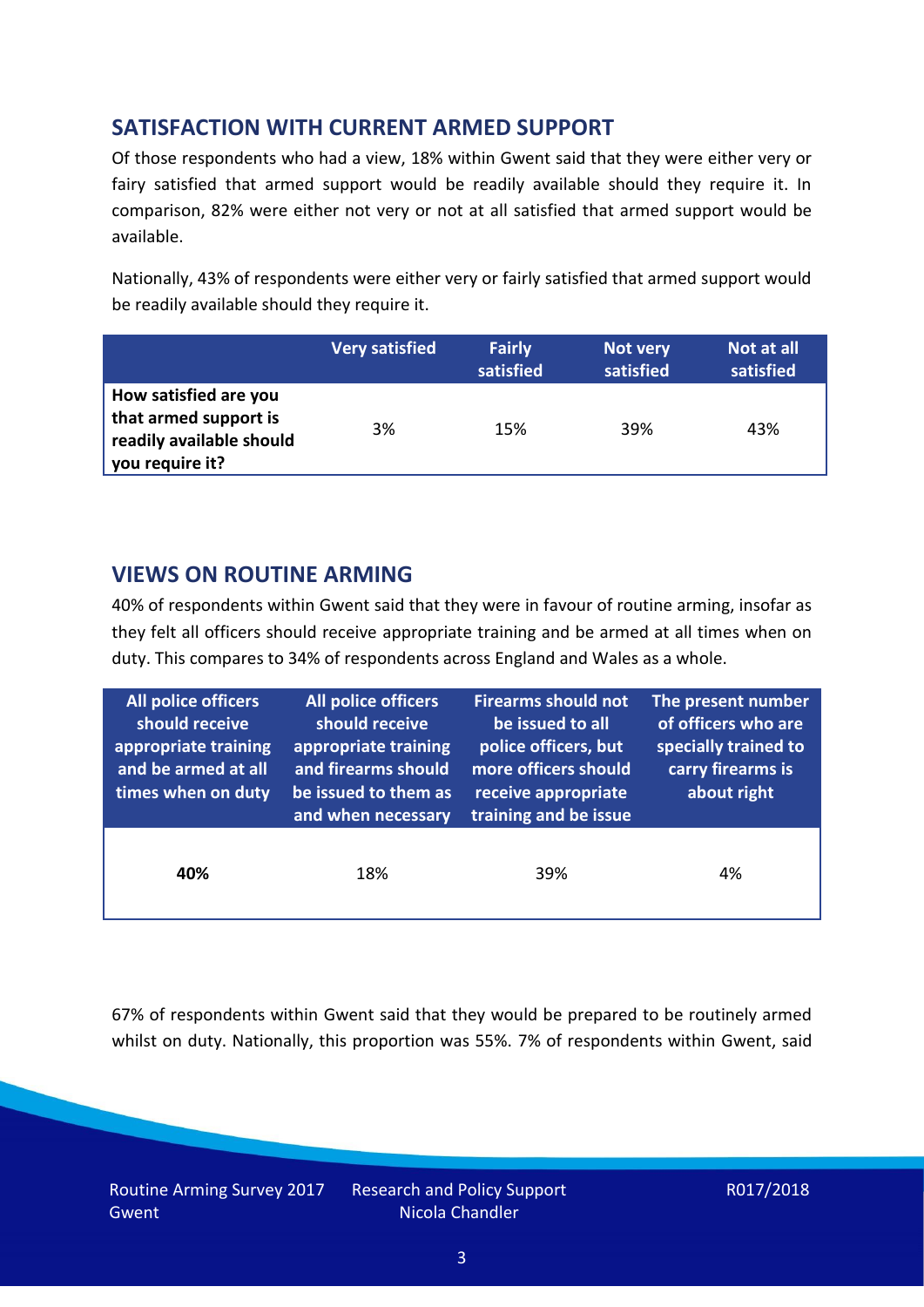## SATISFACTION WITH CURRENT ARMED SUPPORT

Of those respondents who had a view, 18% within Gwent said that they were either very or fairy satisfied that armed support would be readily available should they require it. In comparison, 82% were either not very or not at all satisfied that armed support would be available.

Nationally, 43% of respondents were either very or fairly satisfied that armed support would be readily available should they require it.

| | Very satisfied | Fairly satisfied | Not very satisfied | Not at all satisfied |
|---|---|---|---|---|
| **How satisfied are you that armed support is readily available should you require it?** | 3% | 15% | 39% | 43% |

## VIEWS ON ROUTINE ARMING

40% of respondents within Gwent said that they were in favour of routine arming, insofar as they felt all officers should receive appropriate training and be armed at all times when on duty. This compares to 34% of respondents across England and Wales as a whole.

| All police officers should receive appropriate training and be armed at all times when on duty | All police officers should receive appropriate training and firearms should be issued to them as and when necessary | Firearms should not be issued to all police officers, but more officers should receive appropriate training and be issue | The present number of officers who are specially trained to carry firearms is about right |
|---|---|---|---|
| **40%** | 18% | 39% | 4% |

67% of respondents within Gwent said that they would be prepared to be routinely armed whilst on duty. Nationally, this proportion was 55%. 7% of respondents within Gwent, said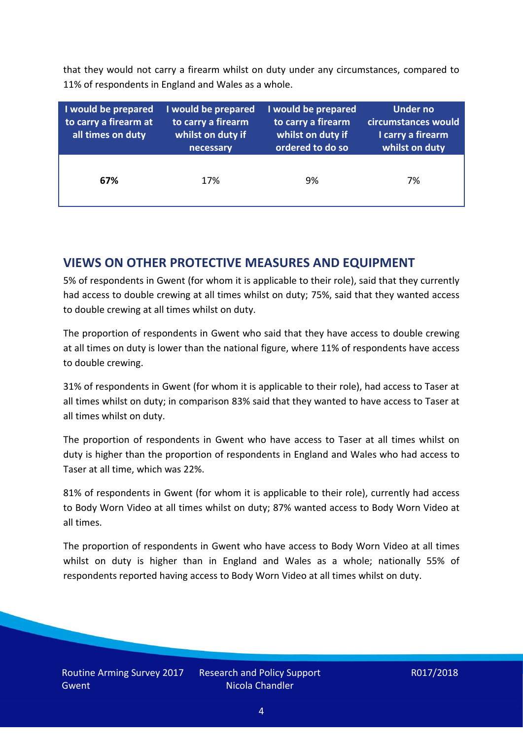that they would not carry a firearm whilst on duty under any circumstances, compared to 11% of respondents in England and Wales as a whole.

| I would be prepared to carry a firearm at all times on duty | I would be prepared to carry a firearm whilst on duty if necessary | I would be prepared to carry a firearm whilst on duty if ordered to do so | Under no circumstances would I carry a firearm whilst on duty |
|---|---|---|---|
| **67%** | 17% | 9% | 7% |

## VIEWS ON OTHER PROTECTIVE MEASURES AND EQUIPMENT

5% of respondents in Gwent (for whom it is applicable to their role), said that they currently had access to double crewing at all times whilst on duty; 75%, said that they wanted access to double crewing at all times whilst on duty.

The proportion of respondents in Gwent who said that they have access to double crewing at all times on duty is lower than the national figure, where 11% of respondents have access to double crewing.

31% of respondents in Gwent (for whom it is applicable to their role), had access to Taser at all times whilst on duty; in comparison 83% said that they wanted to have access to Taser at all times whilst on duty.

The proportion of respondents in Gwent who have access to Taser at all times whilst on duty is higher than the proportion of respondents in England and Wales who had access to Taser at all time, which was 22%.

81% of respondents in Gwent (for whom it is applicable to their role), currently had access to Body Worn Video at all times whilst on duty; 87% wanted access to Body Worn Video at all times.

The proportion of respondents in Gwent who have access to Body Worn Video at all times whilst on duty is higher than in England and Wales as a whole; nationally 55% of respondents reported having access to Body Worn Video at all times whilst on duty.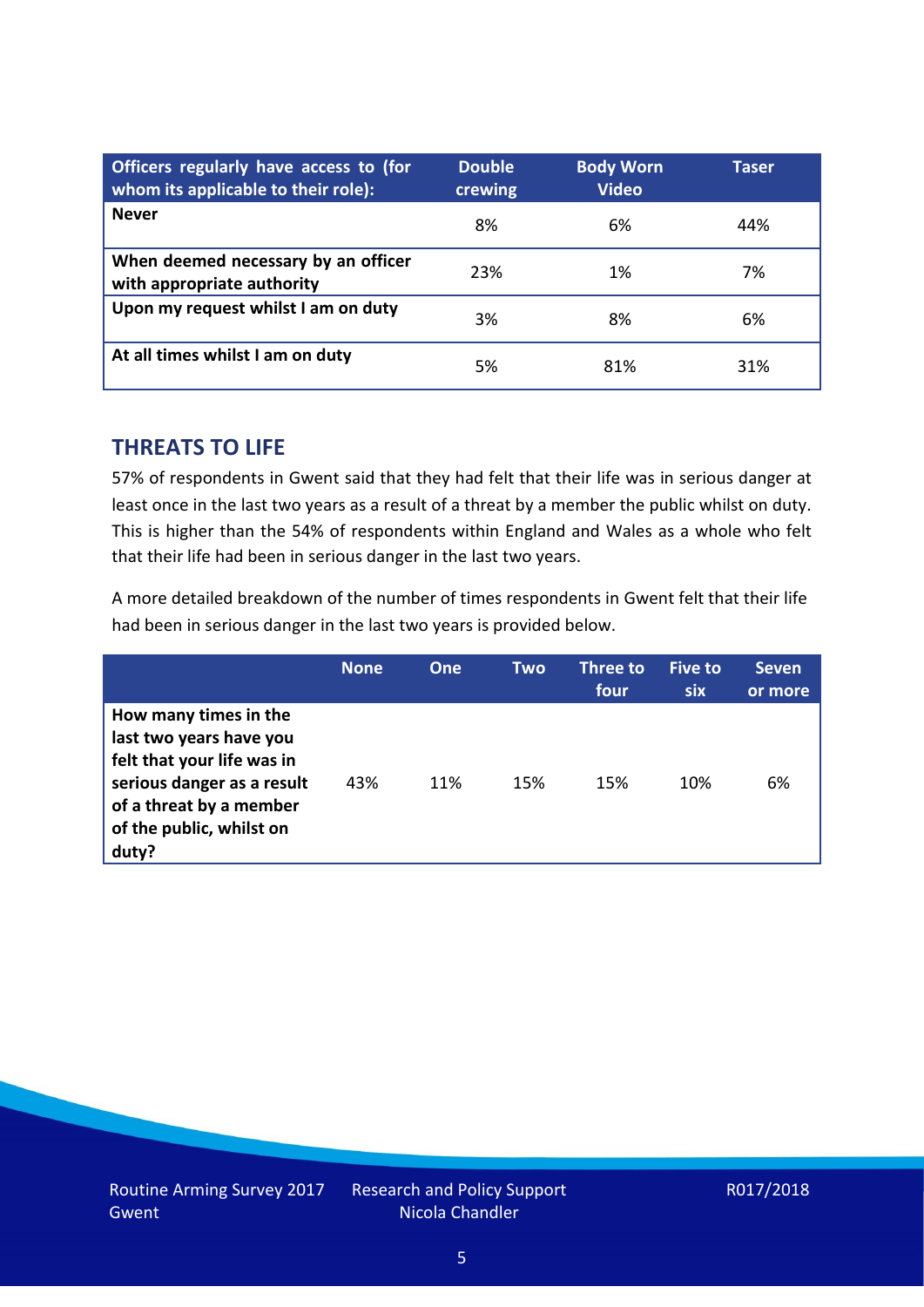| Officers regularly have access to (for whom its applicable to their role): | Double crewing | Body Worn Video | Taser |
|---|---|---|---|
| **Never** | 8% | 6% | 44% |
| **When deemed necessary by an officer with appropriate authority** | 23% | 1% | 7% |
| **Upon my request whilst I am on duty** | 3% | 8% | 6% |
| **At all times whilst I am on duty** | 5% | 81% | 31% |

## THREATS TO LIFE

57% of respondents in Gwent said that they had felt that their life was in serious danger at least once in the last two years as a result of a threat by a member the public whilst on duty. This is higher than the 54% of respondents within England and Wales as a whole who felt that their life had been in serious danger in the last two years.

A more detailed breakdown of the number of times respondents in Gwent felt that their life had been in serious danger in the last two years is provided below.

| | None | One | Two | Three to four | Five to six | Seven or more |
|---|---|---|---|---|---|---|
| **How many times in the last two years have you felt that your life was in serious danger as a result of a threat by a member of the public, whilst on duty?** | 43% | 11% | 15% | 15% | 10% | 6% |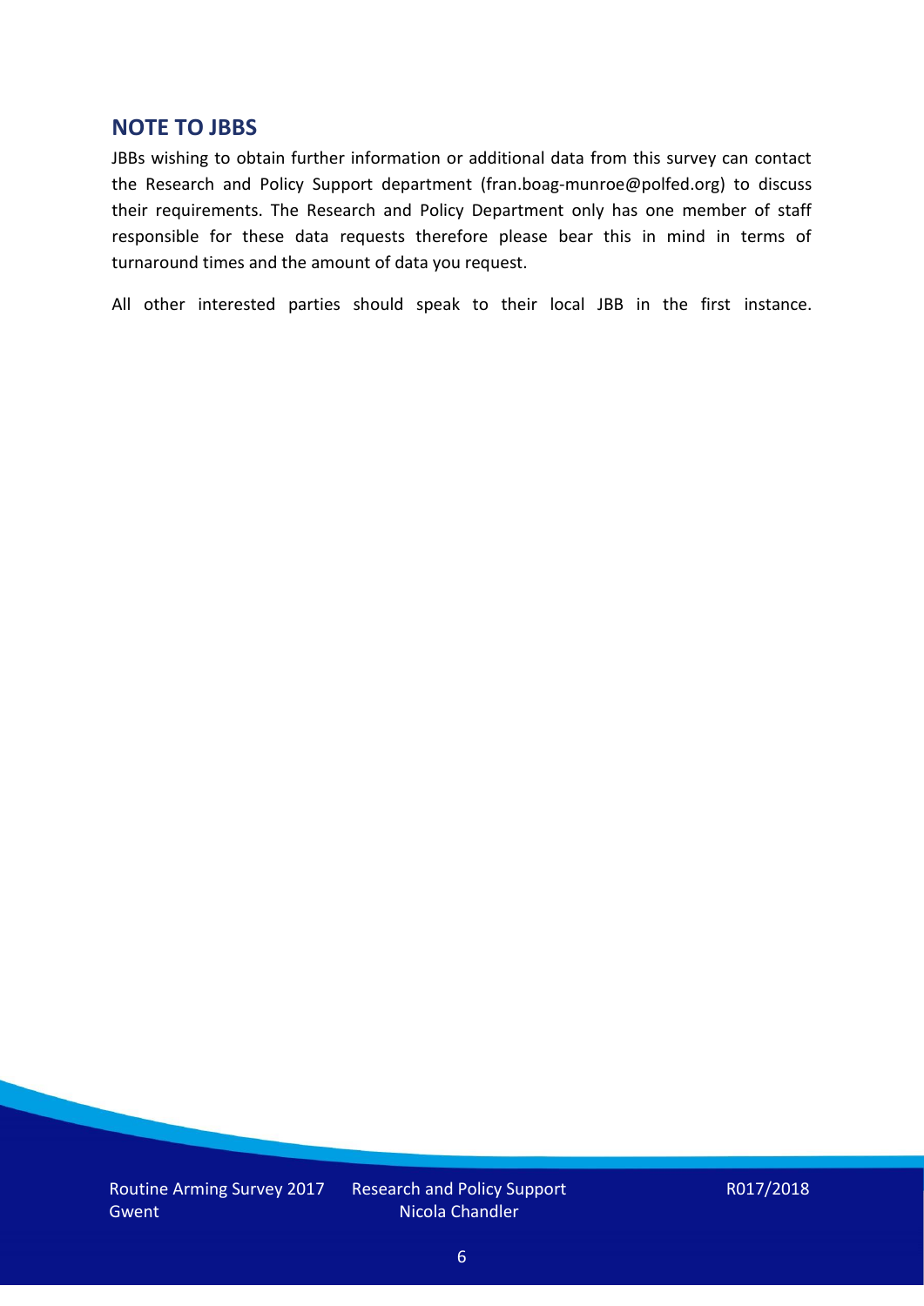## NOTE TO JBBS

JBBs wishing to obtain further information or additional data from this survey can contact the Research and Policy Support department (fran.boag-munroe@polfed.org) to discuss their requirements. The Research and Policy Department only has one member of staff responsible for these data requests therefore please bear this in mind in terms of turnaround times and the amount of data you request.

All other interested parties should speak to their local JBB in the first instance.